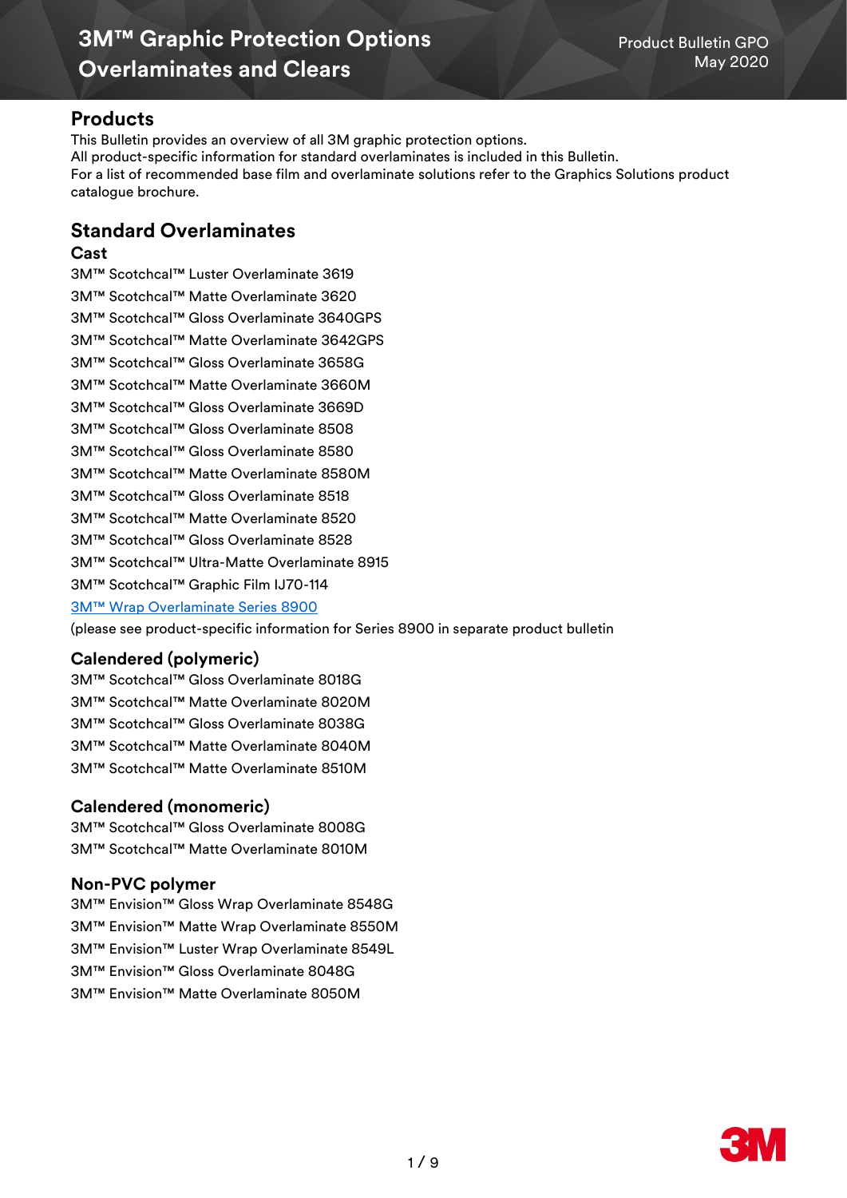# 3M™ Graphic Protection Options Overlaminates and Clears

Product Bulletin GPO
May 2020

## Products

This Bulletin provides an overview of all 3M graphic protection options.
All product-specific information for standard overlaminates is included in this Bulletin.
For a list of recommended base film and overlaminate solutions refer to the Graphics Solutions product catalogue brochure.

## Standard Overlaminates

### Cast

3M™ Scotchcal™ Luster Overlaminate 3619
3M™ Scotchcal™ Matte Overlaminate 3620
3M™ Scotchcal™ Gloss Overlaminate 3640GPS
3M™ Scotchcal™ Matte Overlaminate 3642GPS
3M™ Scotchcal™ Gloss Overlaminate 3658G
3M™ Scotchcal™ Matte Overlaminate 3660M
3M™ Scotchcal™ Gloss Overlaminate 3669D
3M™ Scotchcal™ Gloss Overlaminate 8508
3M™ Scotchcal™ Gloss Overlaminate 8580
3M™ Scotchcal™ Matte Overlaminate 8580M
3M™ Scotchcal™ Gloss Overlaminate 8518
3M™ Scotchcal™ Matte Overlaminate 8520
3M™ Scotchcal™ Gloss Overlaminate 8528
3M™ Scotchcal™ Ultra-Matte Overlaminate 8915
3M™ Scotchcal™ Graphic Film IJ70-114
3M™ Wrap Overlaminate Series 8900
(please see product-specific information for Series 8900 in separate product bulletin

### Calendered (polymeric)

3M™ Scotchcal™ Gloss Overlaminate 8018G
3M™ Scotchcal™ Matte Overlaminate 8020M
3M™ Scotchcal™ Gloss Overlaminate 8038G
3M™ Scotchcal™ Matte Overlaminate 8040M
3M™ Scotchcal™ Matte Overlaminate 8510M

### Calendered (monomeric)

3M™ Scotchcal™ Gloss Overlaminate 8008G
3M™ Scotchcal™ Matte Overlaminate 8010M

### Non-PVC polymer

3M™ Envision™ Gloss Wrap Overlaminate 8548G
3M™ Envision™ Matte Wrap Overlaminate 8550M
3M™ Envision™ Luster Wrap Overlaminate 8549L
3M™ Envision™ Gloss Overlaminate 8048G
3M™ Envision™ Matte Overlaminate 8050M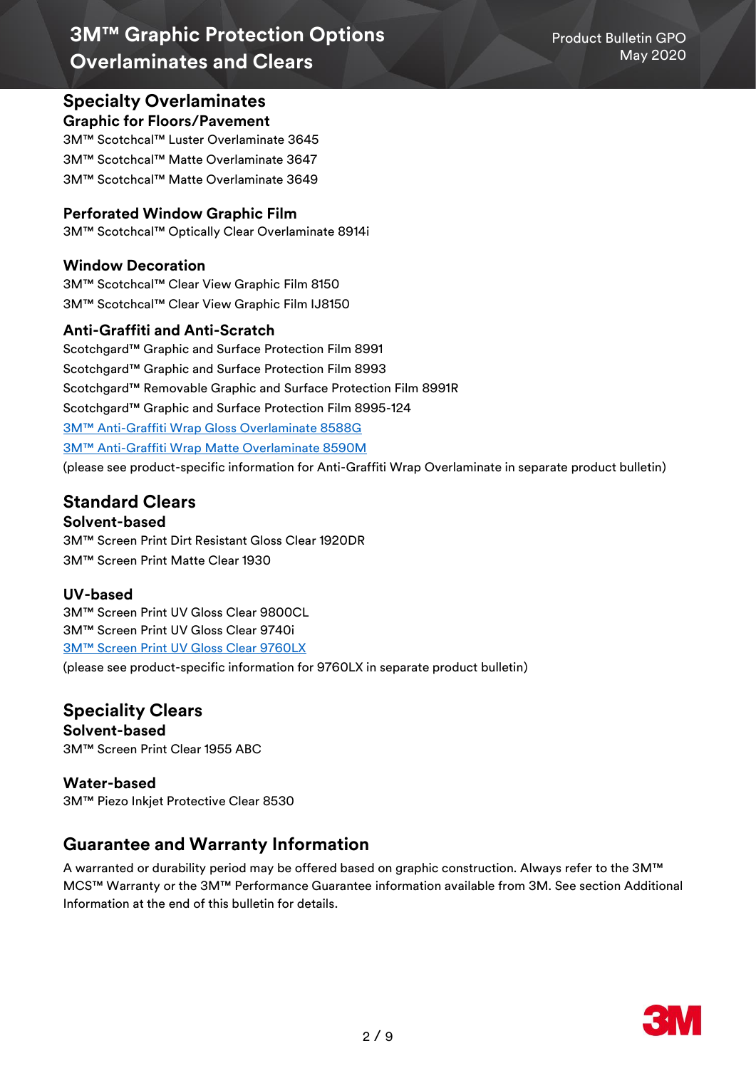## Specialty Overlaminates

### Graphic for Floors/Pavement

3M™ Scotchcal™ Luster Overlaminate 3645
3M™ Scotchcal™ Matte Overlaminate 3647
3M™ Scotchcal™ Matte Overlaminate 3649

### Perforated Window Graphic Film

3M™ Scotchcal™ Optically Clear Overlaminate 8914i

### Window Decoration

3M™ Scotchcal™ Clear View Graphic Film 8150
3M™ Scotchcal™ Clear View Graphic Film IJ8150

### Anti-Graffiti and Anti-Scratch

Scotchgard™ Graphic and Surface Protection Film 8991
Scotchgard™ Graphic and Surface Protection Film 8993
Scotchgard™ Removable Graphic and Surface Protection Film 8991R
Scotchgard™ Graphic and Surface Protection Film 8995-124
3M™ Anti-Graffiti Wrap Gloss Overlaminate 8588G
3M™ Anti-Graffiti Wrap Matte Overlaminate 8590M
(please see product-specific information for Anti-Graffiti Wrap Overlaminate in separate product bulletin)

## Standard Clears

### Solvent-based

3M™ Screen Print Dirt Resistant Gloss Clear 1920DR
3M™ Screen Print Matte Clear 1930

### UV-based

3M™ Screen Print UV Gloss Clear 9800CL
3M™ Screen Print UV Gloss Clear 9740i
3M™ Screen Print UV Gloss Clear 9760LX
(please see product-specific information for 9760LX in separate product bulletin)

## Speciality Clears

### Solvent-based

3M™ Screen Print Clear 1955 ABC

### Water-based

3M™ Piezo Inkjet Protective Clear 8530

## Guarantee and Warranty Information

A warranted or durability period may be offered based on graphic construction. Always refer to the 3M™ MCS™ Warranty or the 3M™ Performance Guarantee information available from 3M. See section Additional Information at the end of this bulletin for details.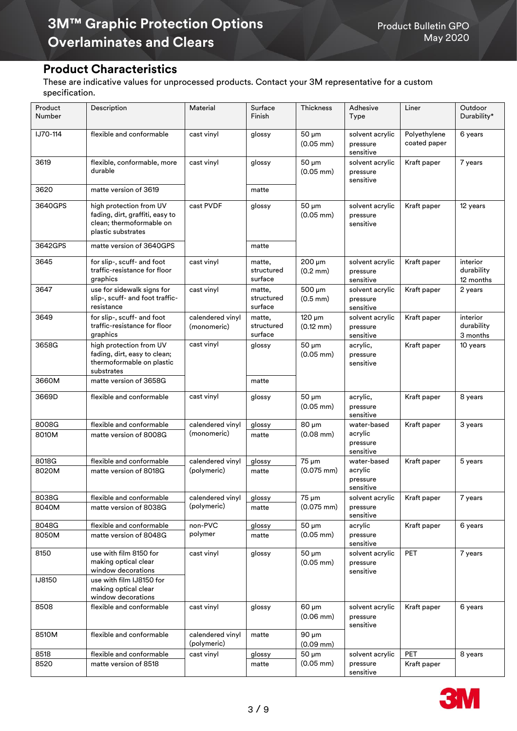## Product Characteristics

These are indicative values for unprocessed products. Contact your 3M representative for a custom specification.

| Product Number | Description | Material | Surface Finish | Thickness | Adhesive Type | Liner | Outdoor Durability* |
|---|---|---|---|---|---|---|---|
| IJ70-114 | flexible and conformable | cast vinyl | glossy | 50 µm (0.05 mm) | solvent acrylic pressure sensitive | Polyethylene coated paper | 6 years |
| 3619 | flexible, conformable, more durable | cast vinyl | glossy | 50 µm (0.05 mm) | solvent acrylic pressure sensitive | Kraft paper | 7 years |
| 3620 | matte version of 3619 | | matte | | | | |
| 3640GPS | high protection from UV fading, dirt, graffiti, easy to clean; thermoformable on plastic substrates | cast PVDF | glossy | 50 µm (0.05 mm) | solvent acrylic pressure sensitive | Kraft paper | 12 years |
| 3642GPS | matte version of 3640GPS | | matte | | | | |
| 3645 | for slip-, scuff- and foot traffic-resistance for floor graphics | cast vinyl | matte, structured surface | 200 µm (0.2 mm) | solvent acrylic pressure sensitive | Kraft paper | interior durability 12 months |
| 3647 | use for sidewalk signs for slip-, scuff- and foot traffic-resistance | cast vinyl | matte, structured surface | 500 µm (0.5 mm) | solvent acrylic pressure sensitive | Kraft paper | 2 years |
| 3649 | for slip-, scuff- and foot traffic-resistance for floor graphics | calendered vinyl (monomeric) | matte, structured surface | 120 µm (0.12 mm) | solvent acrylic pressure sensitive | Kraft paper | interior durability 3 months |
| 3658G | high protection from UV fading, dirt, easy to clean; thermoformable on plastic substrates | cast vinyl | glossy | 50 µm (0.05 mm) | acrylic, pressure sensitive | Kraft paper | 10 years |
| 3660M | matte version of 3658G | | matte | | | | |
| 3669D | flexible and conformable | cast vinyl | glossy | 50 µm (0.05 mm) | acrylic, pressure sensitive | Kraft paper | 8 years |
| 8008G | flexible and conformable | calendered vinyl (monomeric) | glossy | 80 µm (0.08 mm) | water-based acrylic pressure sensitive | Kraft paper | 3 years |
| 8010M | matte version of 8008G | | matte | | | | |
| 8018G | flexible and conformable | calendered vinyl (polymeric) | glossy | 75 µm (0.075 mm) | water-based acrylic pressure sensitive | Kraft paper | 5 years |
| 8020M | matte version of 8018G | | matte | | | | |
| 8038G | flexible and conformable | calendered vinyl (polymeric) | glossy | 75 µm (0.075 mm) | solvent acrylic pressure sensitive | Kraft paper | 7 years |
| 8040M | matte version of 8038G | | matte | | | | |
| 8048G | flexible and conformable | non-PVC polymer | glossy | 50 µm (0.05 mm) | acrylic pressure sensitive | Kraft paper | 6 years |
| 8050M | matte version of 8048G | | matte | | | | |
| 8150 | use with film 8150 for making optical clear window decorations | cast vinyl | glossy | 50 µm (0.05 mm) | solvent acrylic pressure sensitive | PET | 7 years |
| IJ8150 | use with film IJ8150 for making optical clear window decorations | | | | | | |
| 8508 | flexible and conformable | cast vinyl | glossy | 60 µm (0.06 mm) | solvent acrylic pressure sensitive | Kraft paper | 6 years |
| 8510M | flexible and conformable | calendered vinyl (polymeric) | matte | 90 µm (0.09 mm) | | | |
| 8518 | flexible and conformable | cast vinyl | glossy | 50 µm (0.05 mm) | solvent acrylic pressure sensitive | PET | 8 years |
| 8520 | matte version of 8518 | | matte | | | Kraft paper | |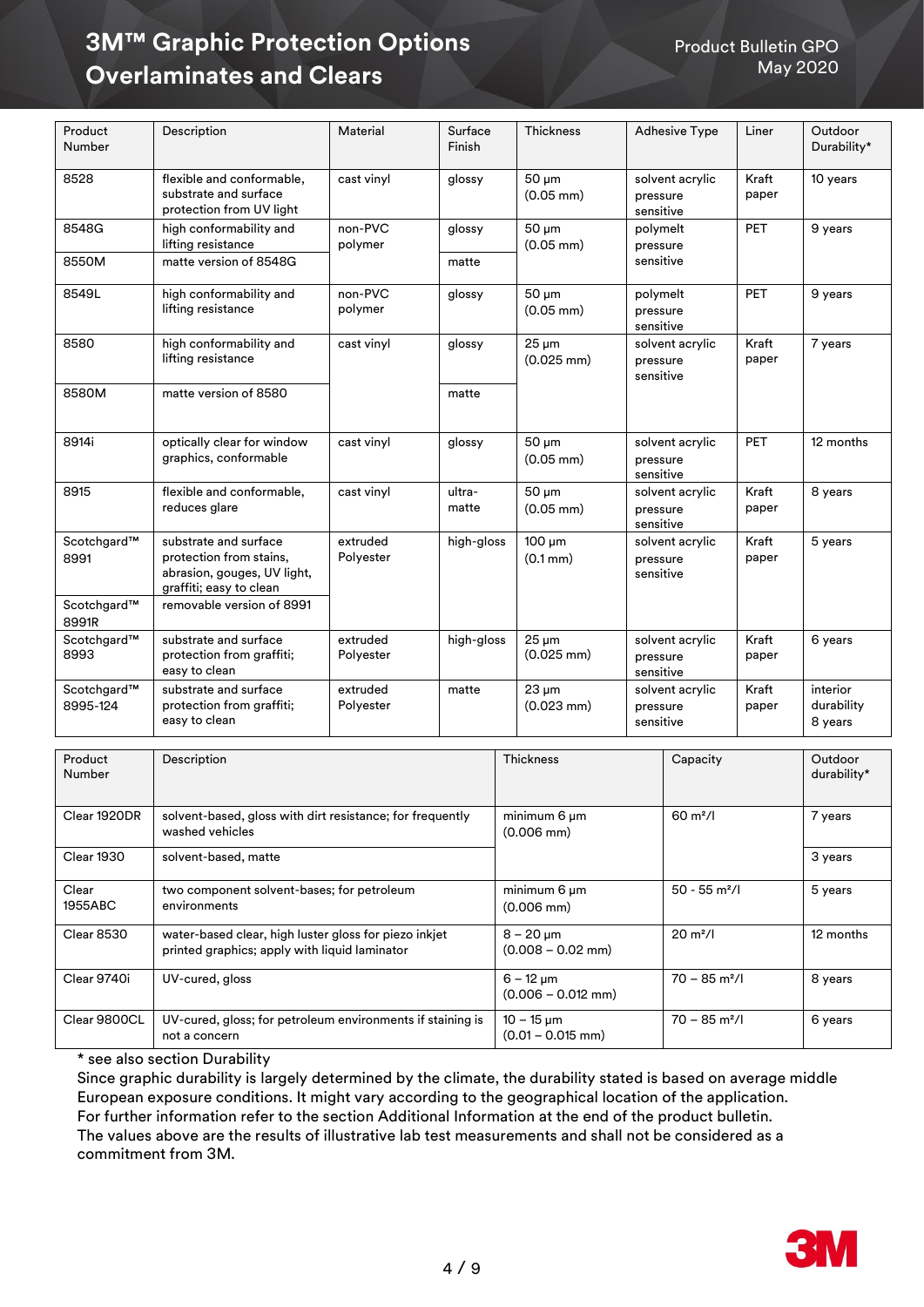# 3M™ Graphic Protection Options Overlaminates and Clears

Product Bulletin GPO
May 2020

| Product Number | Description | Material | Surface Finish | Thickness | Adhesive Type | Liner | Outdoor Durability* |
|---|---|---|---|---|---|---|---|
| 8528 | flexible and conformable, substrate and surface protection from UV light | cast vinyl | glossy | 50 µm (0.05 mm) | solvent acrylic pressure sensitive | Kraft paper | 10 years |
| 8548G | high conformability and lifting resistance | non-PVC polymer | glossy | 50 µm (0.05 mm) | polymelt pressure sensitive | PET | 9 years |
| 8550M | matte version of 8548G | | matte | | | | |
| 8549L | high conformability and lifting resistance | non-PVC polymer | glossy | 50 µm (0.05 mm) | polymelt pressure sensitive | PET | 9 years |
| 8580 | high conformability and lifting resistance | cast vinyl | glossy | 25 µm (0.025 mm) | solvent acrylic pressure sensitive | Kraft paper | 7 years |
| 8580M | matte version of 8580 | | matte | | | | |
| 8914i | optically clear for window graphics, conformable | cast vinyl | glossy | 50 µm (0.05 mm) | solvent acrylic pressure sensitive | PET | 12 months |
| 8915 | flexible and conformable, reduces glare | cast vinyl | ultra-matte | 50 µm (0.05 mm) | solvent acrylic pressure sensitive | Kraft paper | 8 years |
| Scotchgard™ 8991 | substrate and surface protection from stains, abrasion, gouges, UV light, graffiti; easy to clean | extruded Polyester | high-gloss | 100 µm (0.1 mm) | solvent acrylic pressure sensitive | Kraft paper | 5 years |
| Scotchgard™ 8991R | removable version of 8991 | | | | | | |
| Scotchgard™ 8993 | substrate and surface protection from graffiti; easy to clean | extruded Polyester | high-gloss | 25 µm (0.025 mm) | solvent acrylic pressure sensitive | Kraft paper | 6 years |
| Scotchgard™ 8995-124 | substrate and surface protection from graffiti; easy to clean | extruded Polyester | matte | 23 µm (0.023 mm) | solvent acrylic pressure sensitive | Kraft paper | interior durability 8 years |

| Product Number | Description | Thickness | Capacity | Outdoor durability* |
|---|---|---|---|---|
| Clear 1920DR | solvent-based, gloss with dirt resistance; for frequently washed vehicles | minimum 6 µm (0.006 mm) | 60 m²/l | 7 years |
| Clear 1930 | solvent-based, matte | | | 3 years |
| Clear 1955ABC | two component solvent-bases; for petroleum environments | minimum 6 µm (0.006 mm) | 50 - 55 m²/l | 5 years |
| Clear 8530 | water-based clear, high luster gloss for piezo inkjet printed graphics; apply with liquid laminator | 8 – 20 µm (0.008 – 0.02 mm) | 20 m²/l | 12 months |
| Clear 9740i | UV-cured, gloss | 6 – 12 µm (0.006 – 0.012 mm) | 70 – 85 m²/l | 8 years |
| Clear 9800CL | UV-cured, gloss; for petroleum environments if staining is not a concern | 10 – 15 µm (0.01 – 0.015 mm) | 70 – 85 m²/l | 6 years |

* see also section Durability
Since graphic durability is largely determined by the climate, the durability stated is based on average middle European exposure conditions. It might vary according to the geographical location of the application.
For further information refer to the section Additional Information at the end of the product bulletin.
The values above are the results of illustrative lab test measurements and shall not be considered as a commitment from 3M.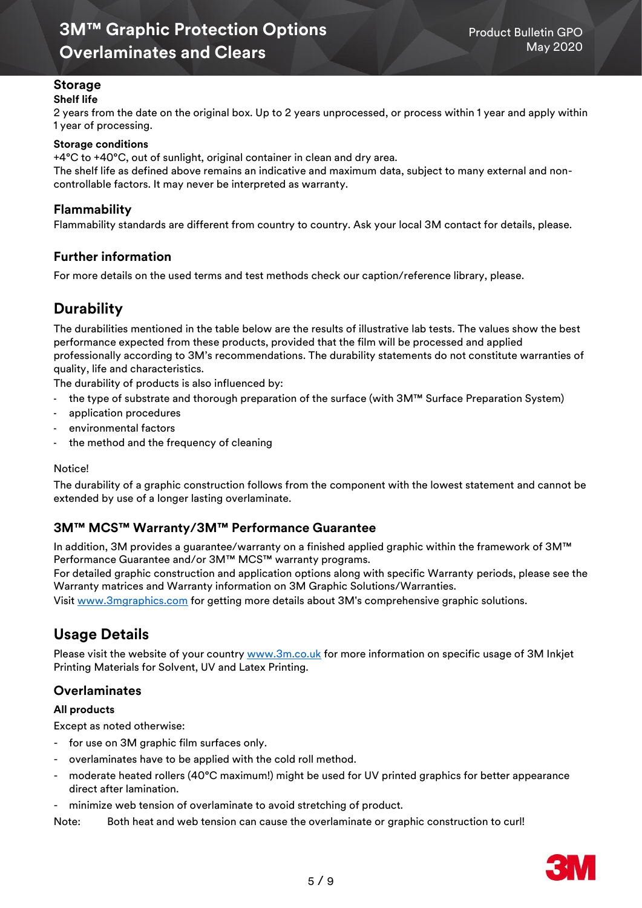## Storage

**Shelf life**

2 years from the date on the original box. Up to 2 years unprocessed, or process within 1 year and apply within 1 year of processing.

**Storage conditions**

+4°C to +40°C, out of sunlight, original container in clean and dry area.
The shelf life as defined above remains an indicative and maximum data, subject to many external and non-controllable factors. It may never be interpreted as warranty.

## Flammability

Flammability standards are different from country to country. Ask your local 3M contact for details, please.

## Further information

For more details on the used terms and test methods check our caption/reference library, please.

# Durability

The durabilities mentioned in the table below are the results of illustrative lab tests. The values show the best performance expected from these products, provided that the film will be processed and applied professionally according to 3M's recommendations. The durability statements do not constitute warranties of quality, life and characteristics.
The durability of products is also influenced by:

- the type of substrate and thorough preparation of the surface (with 3M™ Surface Preparation System)
- application procedures
- environmental factors
- the method and the frequency of cleaning

Notice!
The durability of a graphic construction follows from the component with the lowest statement and cannot be extended by use of a longer lasting overlaminate.

## 3M™ MCS™ Warranty/3M™ Performance Guarantee

In addition, 3M provides a guarantee/warranty on a finished applied graphic within the framework of 3M™ Performance Guarantee and/or 3M™ MCS™ warranty programs.
For detailed graphic construction and application options along with specific Warranty periods, please see the Warranty matrices and Warranty information on 3M Graphic Solutions/Warranties.
Visit www.3mgraphics.com for getting more details about 3M's comprehensive graphic solutions.

# Usage Details

Please visit the website of your country www.3m.co.uk for more information on specific usage of 3M Inkjet Printing Materials for Solvent, UV and Latex Printing.

## Overlaminates

**All products**

Except as noted otherwise:

- for use on 3M graphic film surfaces only.
- overlaminates have to be applied with the cold roll method.
- moderate heated rollers (40°C maximum!) might be used for UV printed graphics for better appearance direct after lamination.
- minimize web tension of overlaminate to avoid stretching of product.

Note: Both heat and web tension can cause the overlaminate or graphic construction to curl!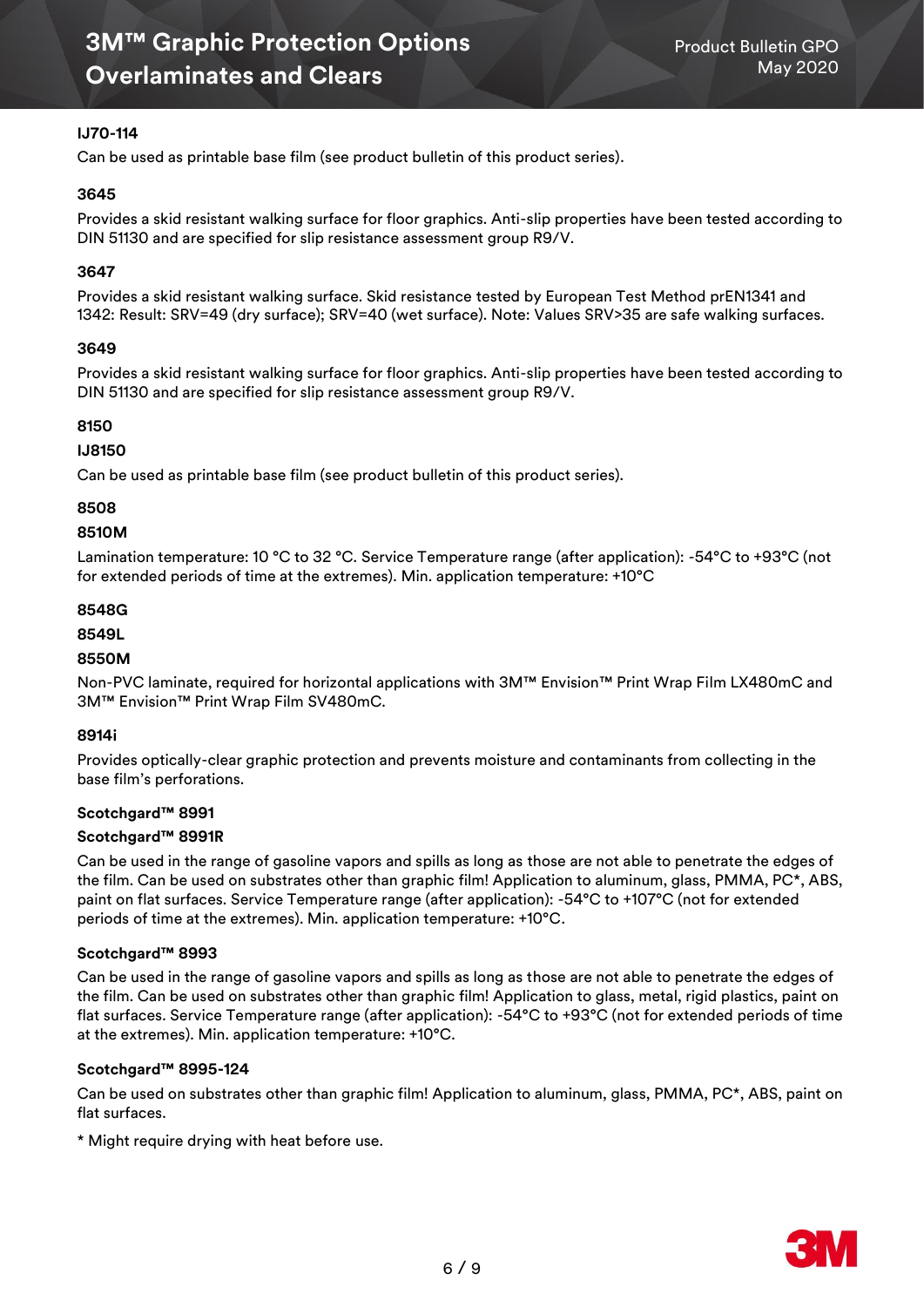#### IJ70-114

Can be used as printable base film (see product bulletin of this product series).

#### 3645

Provides a skid resistant walking surface for floor graphics. Anti-slip properties have been tested according to DIN 51130 and are specified for slip resistance assessment group R9/V.

#### 3647

Provides a skid resistant walking surface. Skid resistance tested by European Test Method prEN1341 and 1342: Result: SRV=49 (dry surface); SRV=40 (wet surface). Note: Values SRV>35 are safe walking surfaces.

#### 3649

Provides a skid resistant walking surface for floor graphics. Anti-slip properties have been tested according to DIN 51130 and are specified for slip resistance assessment group R9/V.

#### 8150

#### IJ8150

Can be used as printable base film (see product bulletin of this product series).

#### 8508

#### 8510M

Lamination temperature: 10 °C to 32 °C. Service Temperature range (after application): -54°C to +93°C (not for extended periods of time at the extremes). Min. application temperature: +10°C

#### 8548G

#### 8549L

#### 8550M

Non-PVC laminate, required for horizontal applications with 3M™ Envision™ Print Wrap Film LX480mC and 3M™ Envision™ Print Wrap Film SV480mC.

#### 8914i

Provides optically-clear graphic protection and prevents moisture and contaminants from collecting in the base film's perforations.

#### Scotchgard™ 8991

#### Scotchgard™ 8991R

Can be used in the range of gasoline vapors and spills as long as those are not able to penetrate the edges of the film. Can be used on substrates other than graphic film! Application to aluminum, glass, PMMA, PC*, ABS, paint on flat surfaces. Service Temperature range (after application): -54°C to +107°C (not for extended periods of time at the extremes). Min. application temperature: +10°C.

#### Scotchgard™ 8993

Can be used in the range of gasoline vapors and spills as long as those are not able to penetrate the edges of the film. Can be used on substrates other than graphic film! Application to glass, metal, rigid plastics, paint on flat surfaces. Service Temperature range (after application): -54°C to +93°C (not for extended periods of time at the extremes). Min. application temperature: +10°C.

#### Scotchgard™ 8995-124

Can be used on substrates other than graphic film! Application to aluminum, glass, PMMA, PC*, ABS, paint on flat surfaces.

* Might require drying with heat before use.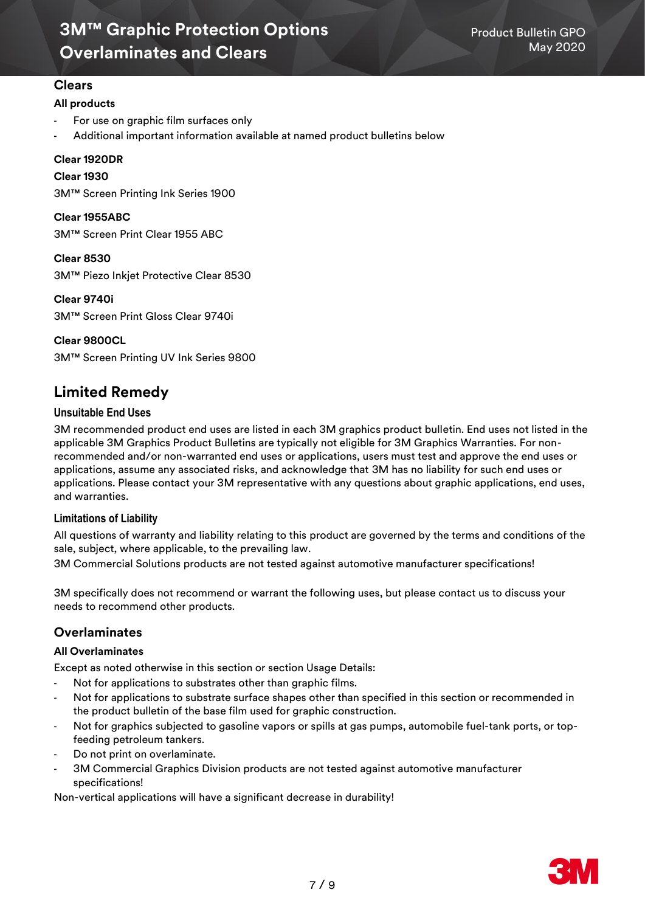## Clears

**All products**

- For use on graphic film surfaces only
- Additional important information available at named product bulletins below

**Clear 1920DR**

**Clear 1930**

3M™ Screen Printing Ink Series 1900

**Clear 1955ABC**

3M™ Screen Print Clear 1955 ABC

**Clear 8530**

3M™ Piezo Inkjet Protective Clear 8530

**Clear 9740i**

3M™ Screen Print Gloss Clear 9740i

**Clear 9800CL**

3M™ Screen Printing UV Ink Series 9800

# Limited Remedy

### Unsuitable End Uses

3M recommended product end uses are listed in each 3M graphics product bulletin. End uses not listed in the applicable 3M Graphics Product Bulletins are typically not eligible for 3M Graphics Warranties. For non-recommended and/or non-warranted end uses or applications, users must test and approve the end uses or applications, assume any associated risks, and acknowledge that 3M has no liability for such end uses or applications. Please contact your 3M representative with any questions about graphic applications, end uses, and warranties.

### Limitations of Liability

All questions of warranty and liability relating to this product are governed by the terms and conditions of the sale, subject, where applicable, to the prevailing law.
3M Commercial Solutions products are not tested against automotive manufacturer specifications!

3M specifically does not recommend or warrant the following uses, but please contact us to discuss your needs to recommend other products.

## Overlaminates

**All Overlaminates**

Except as noted otherwise in this section or section Usage Details:

- Not for applications to substrates other than graphic films.
- Not for applications to substrate surface shapes other than specified in this section or recommended in the product bulletin of the base film used for graphic construction.
- Not for graphics subjected to gasoline vapors or spills at gas pumps, automobile fuel-tank ports, or top-feeding petroleum tankers.
- Do not print on overlaminate.
- 3M Commercial Graphics Division products are not tested against automotive manufacturer specifications!

Non-vertical applications will have a significant decrease in durability!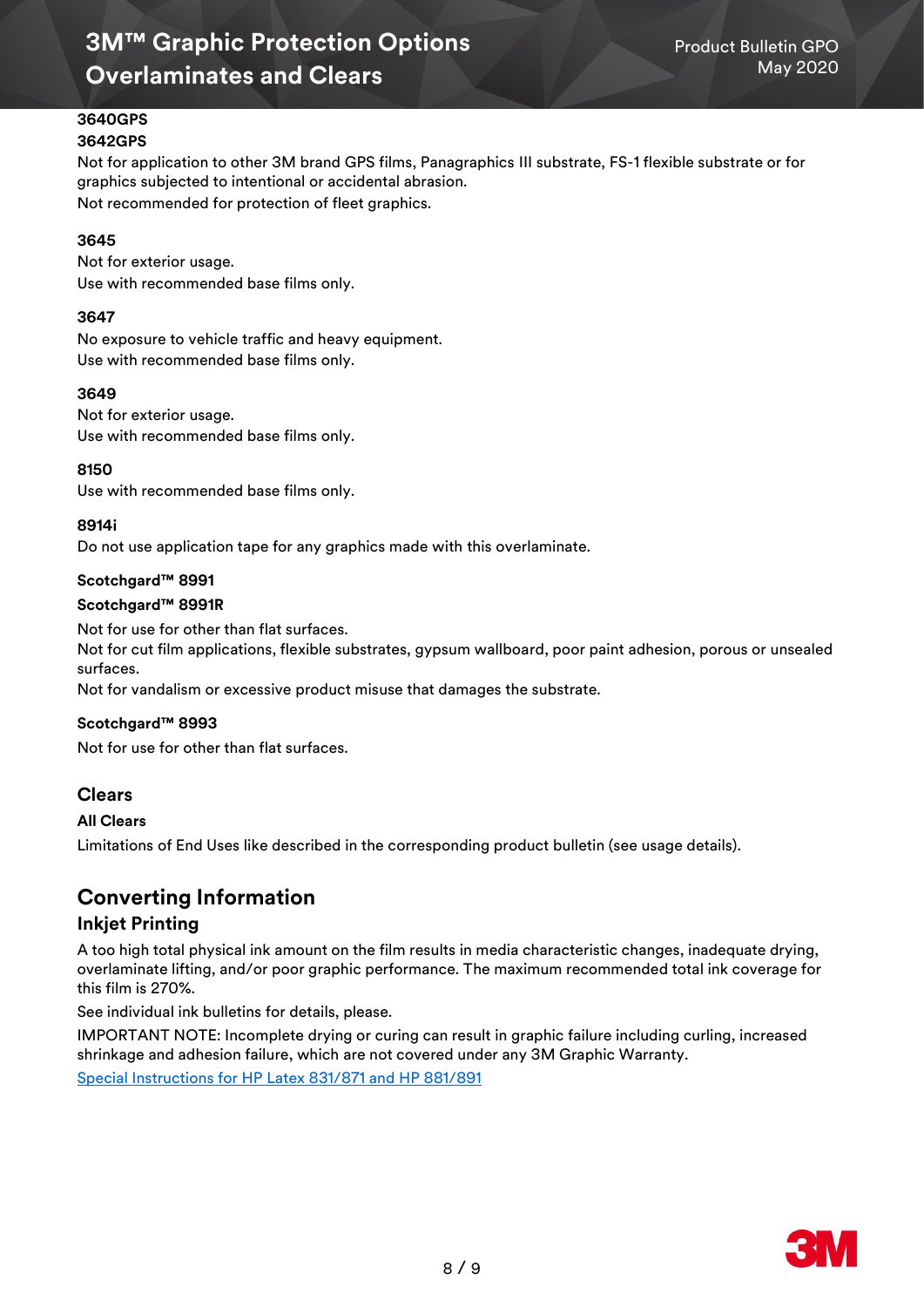**3640GPS**

**3642GPS**

Not for application to other 3M brand GPS films, Panagraphics III substrate, FS-1 flexible substrate or for graphics subjected to intentional or accidental abrasion.

Not recommended for protection of fleet graphics.

**3645**

Not for exterior usage.

Use with recommended base films only.

**3647**

No exposure to vehicle traffic and heavy equipment.

Use with recommended base films only.

**3649**

Not for exterior usage.

Use with recommended base films only.

**8150**

Use with recommended base films only.

**8914i**

Do not use application tape for any graphics made with this overlaminate.

**Scotchgard™ 8991**

**Scotchgard™ 8991R**

Not for use for other than flat surfaces.

Not for cut film applications, flexible substrates, gypsum wallboard, poor paint adhesion, porous or unsealed surfaces.

Not for vandalism or excessive product misuse that damages the substrate.

**Scotchgard™ 8993**

Not for use for other than flat surfaces.

### Clears

**All Clears**

Limitations of End Uses like described in the corresponding product bulletin (see usage details).

## Converting Information

### Inkjet Printing

A too high total physical ink amount on the film results in media characteristic changes, inadequate drying, overlaminate lifting, and/or poor graphic performance. The maximum recommended total ink coverage for this film is 270%.

See individual ink bulletins for details, please.

IMPORTANT NOTE: Incomplete drying or curing can result in graphic failure including curling, increased shrinkage and adhesion failure, which are not covered under any 3M Graphic Warranty.

Special Instructions for HP Latex 831/871 and HP 881/891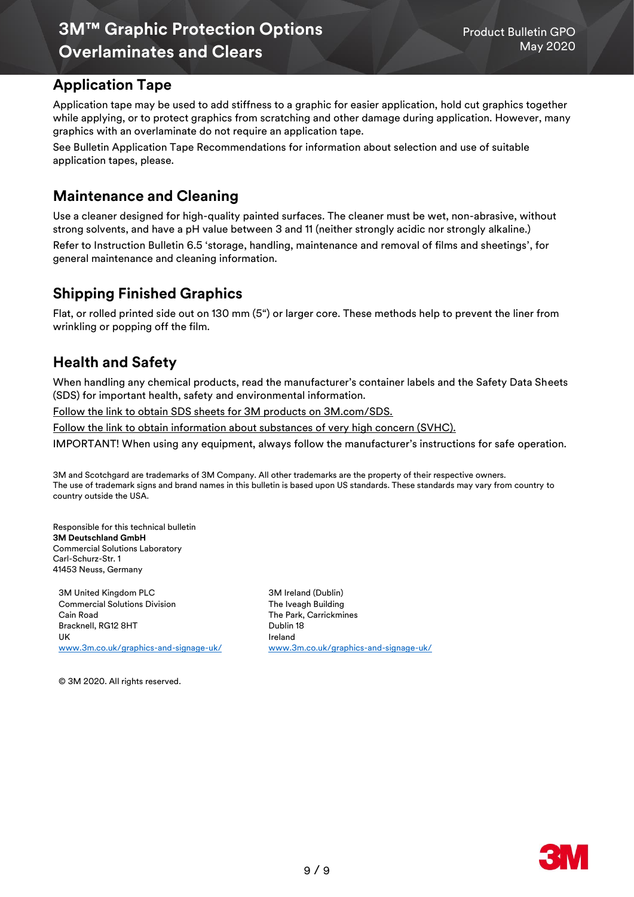## Application Tape

Application tape may be used to add stiffness to a graphic for easier application, hold cut graphics together while applying, or to protect graphics from scratching and other damage during application. However, many graphics with an overlaminate do not require an application tape.

See Bulletin Application Tape Recommendations for information about selection and use of suitable application tapes, please.

## Maintenance and Cleaning

Use a cleaner designed for high-quality painted surfaces. The cleaner must be wet, non-abrasive, without strong solvents, and have a pH value between 3 and 11 (neither strongly acidic nor strongly alkaline.)

Refer to Instruction Bulletin 6.5 'storage, handling, maintenance and removal of films and sheetings', for general maintenance and cleaning information.

## Shipping Finished Graphics

Flat, or rolled printed side out on 130 mm (5") or larger core. These methods help to prevent the liner from wrinkling or popping off the film.

## Health and Safety

When handling any chemical products, read the manufacturer's container labels and the Safety Data Sheets (SDS) for important health, safety and environmental information.

Follow the link to obtain SDS sheets for 3M products on 3M.com/SDS.

Follow the link to obtain information about substances of very high concern (SVHC).

IMPORTANT! When using any equipment, always follow the manufacturer's instructions for safe operation.

3M and Scotchgard are trademarks of 3M Company. All other trademarks are the property of their respective owners.
The use of trademark signs and brand names in this bulletin is based upon US standards. These standards may vary from country to country outside the USA.

Responsible for this technical bulletin
**3M Deutschland GmbH**
Commercial Solutions Laboratory
Carl-Schurz-Str. 1
41453 Neuss, Germany

3M United Kingdom PLC
Commercial Solutions Division
Cain Road
Bracknell, RG12 8HT
UK
www.3m.co.uk/graphics-and-signage-uk/

3M Ireland (Dublin)
The Iveagh Building
The Park, Carrickmines
Dublin 18
Ireland
www.3m.co.uk/graphics-and-signage-uk/

© 3M 2020. All rights reserved.